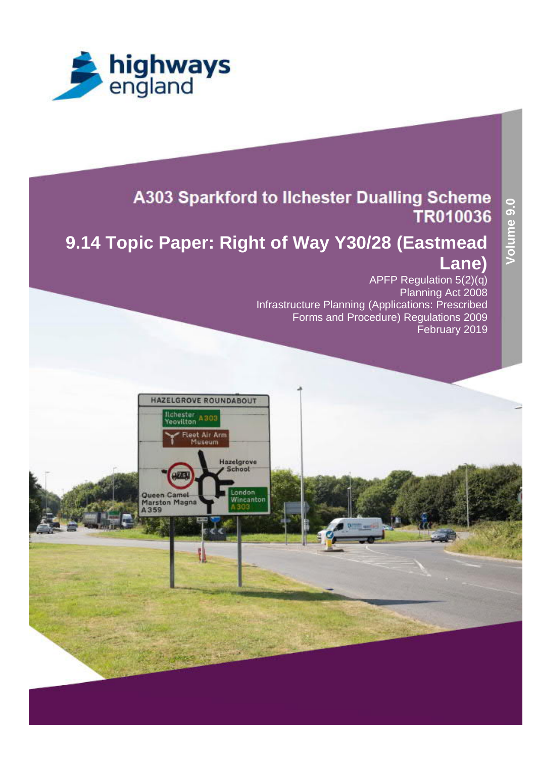highways england

# A303 Sparkford to Ilchester Dualling Scheme TR010036

# 9.14 Topic Paper: Right of Way Y30/28 (Eastmead Lane)

APFP Regulation 5(2)(q)
Planning Act 2008
Infrastructure Planning (Applications: Prescribed Forms and Procedure) Regulations 2009
February 2019

Volume 9.0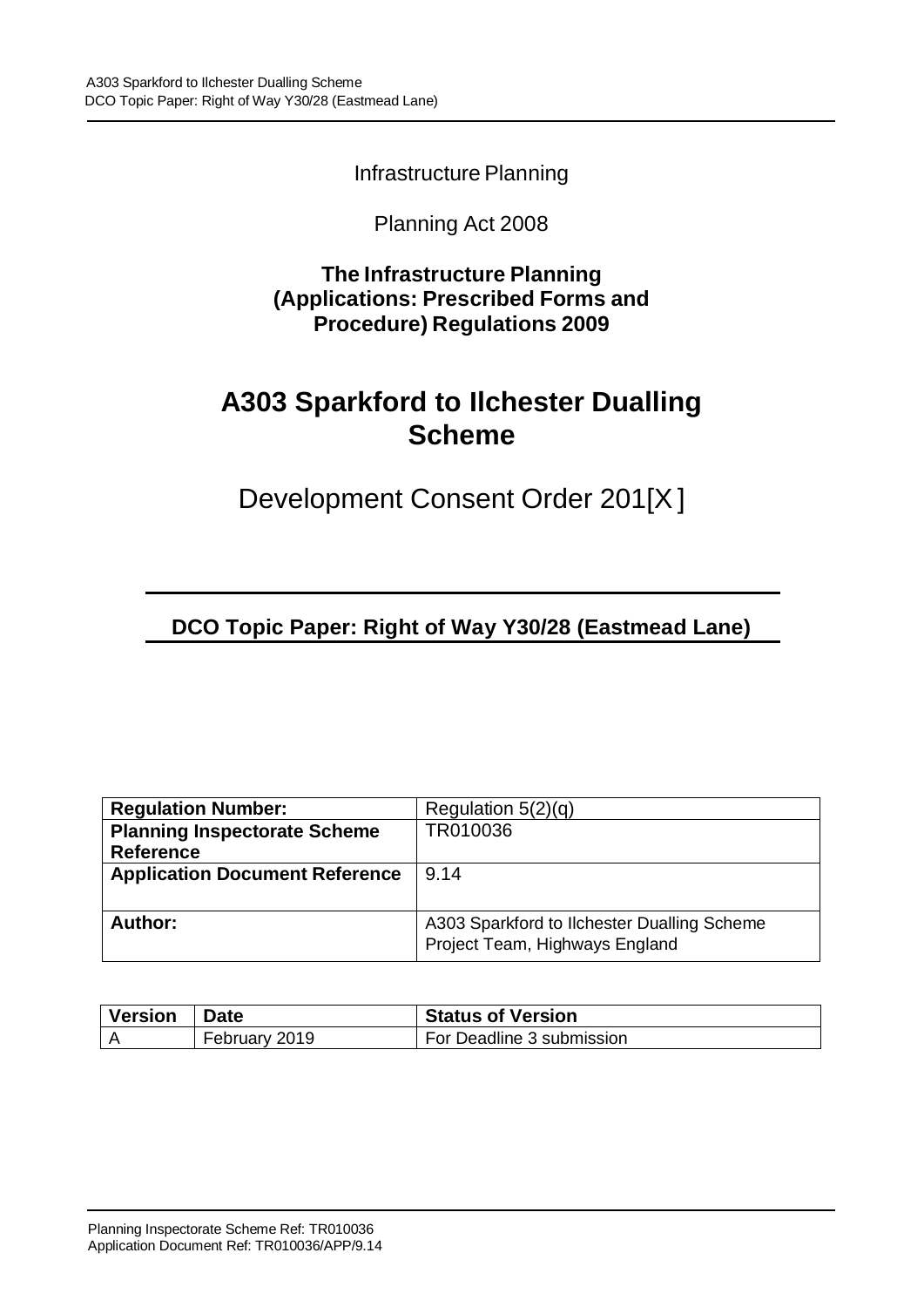Infrastructure Planning

Planning Act 2008

**The Infrastructure Planning (Applications: Prescribed Forms and Procedure) Regulations 2009**

# A303 Sparkford to Ilchester Dualling Scheme

Development Consent Order 201[X]

## DCO Topic Paper: Right of Way Y30/28 (Eastmead Lane)

| **Regulation Number:** | Regulation 5(2)(q) |
|---|---|
| **Planning Inspectorate Scheme Reference** | TR010036 |
| **Application Document Reference** | 9.14 |
| **Author:** | A303 Sparkford to Ilchester Dualling Scheme Project Team, Highways England |

| **Version** | **Date** | **Status of Version** |
|---|---|---|
| A | February 2019 | For Deadline 3 submission |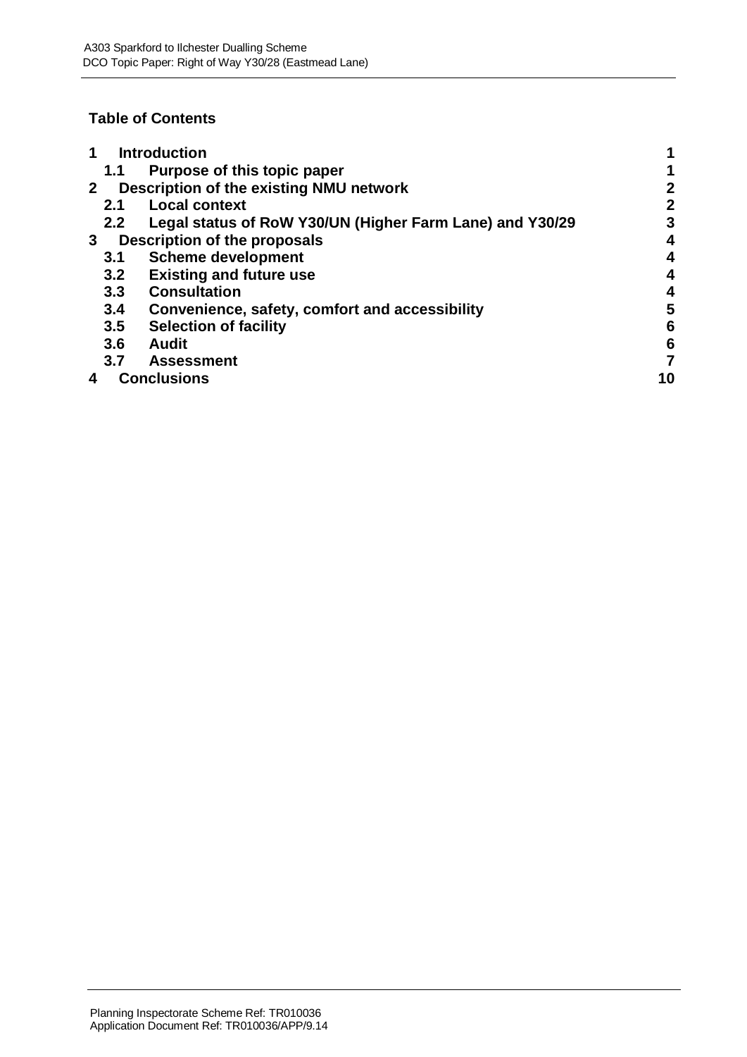# Table of Contents

| | | |
|---|---|---|
| 1 | Introduction | 1 |
| 1.1 | Purpose of this topic paper | 1 |
| 2 | Description of the existing NMU network | 2 |
| 2.1 | Local context | 2 |
| 2.2 | Legal status of RoW Y30/UN (Higher Farm Lane) and Y30/29 | 3 |
| 3 | Description of the proposals | 4 |
| 3.1 | Scheme development | 4 |
| 3.2 | Existing and future use | 4 |
| 3.3 | Consultation | 4 |
| 3.4 | Convenience, safety, comfort and accessibility | 5 |
| 3.5 | Selection of facility | 6 |
| 3.6 | Audit | 6 |
| 3.7 | Assessment | 7 |
| 4 | Conclusions | 10 |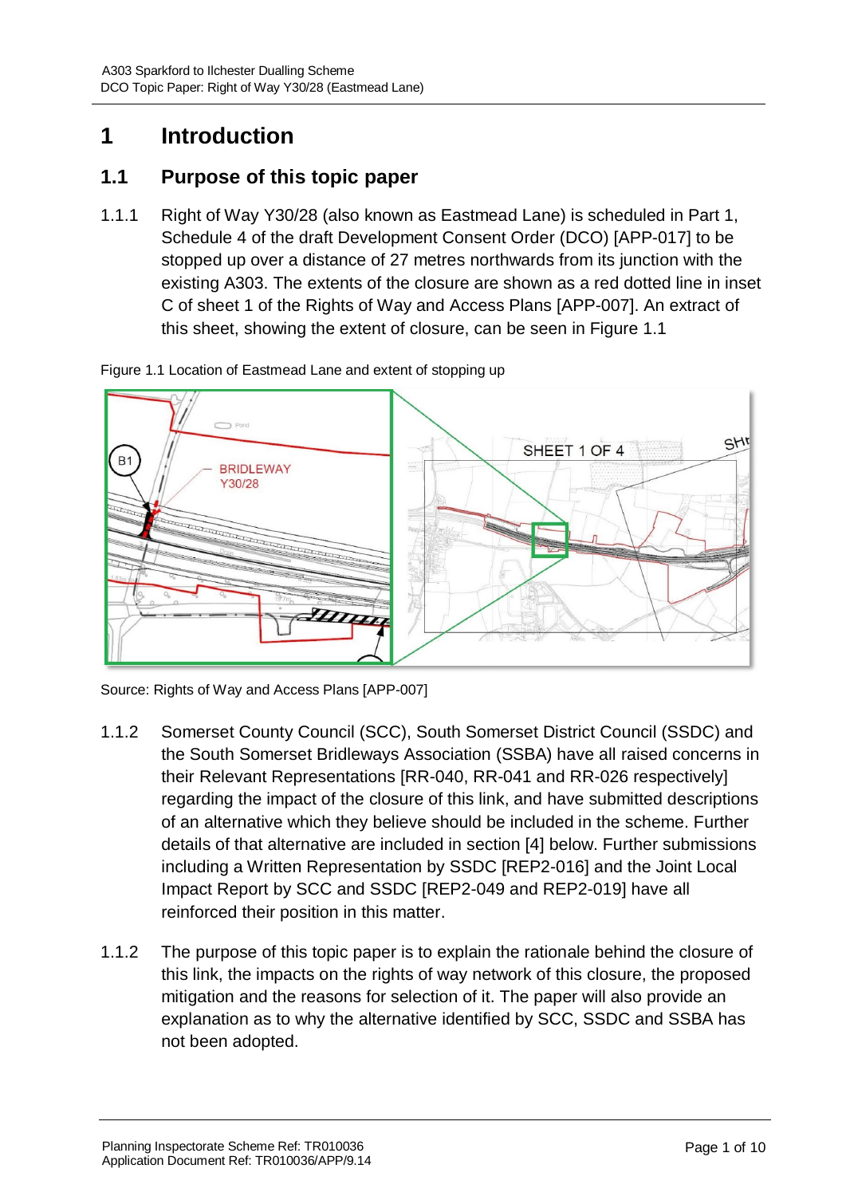# 1 Introduction

## 1.1 Purpose of this topic paper

1.1.1 Right of Way Y30/28 (also known as Eastmead Lane) is scheduled in Part 1, Schedule 4 of the draft Development Consent Order (DCO) [APP-017] to be stopped up over a distance of 27 metres northwards from its junction with the existing A303. The extents of the closure are shown as a red dotted line in inset C of sheet 1 of the Rights of Way and Access Plans [APP-007]. An extract of this sheet, showing the extent of closure, can be seen in Figure 1.1

Figure 1.1 Location of Eastmead Lane and extent of stopping up

Source: Rights of Way and Access Plans [APP-007]

1.1.2 Somerset County Council (SCC), South Somerset District Council (SSDC) and the South Somerset Bridleways Association (SSBA) have all raised concerns in their Relevant Representations [RR-040, RR-041 and RR-026 respectively] regarding the impact of the closure of this link, and have submitted descriptions of an alternative which they believe should be included in the scheme. Further details of that alternative are included in section [4] below. Further submissions including a Written Representation by SSDC [REP2-016] and the Joint Local Impact Report by SCC and SSDC [REP2-049 and REP2-019] have all reinforced their position in this matter.

1.1.2 The purpose of this topic paper is to explain the rationale behind the closure of this link, the impacts on the rights of way network of this closure, the proposed mitigation and the reasons for selection of it. The paper will also provide an explanation as to why the alternative identified by SCC, SSDC and SSBA has not been adopted.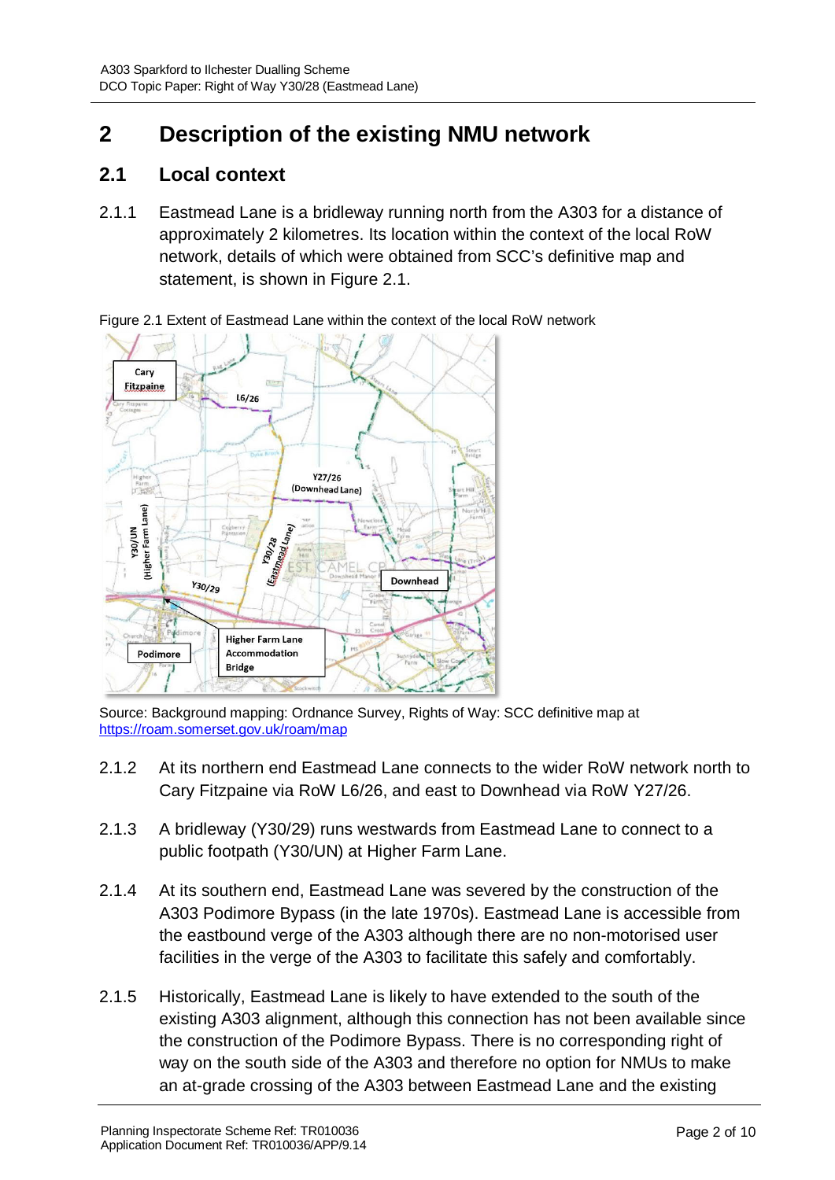# 2 Description of the existing NMU network

## 2.1 Local context

2.1.1 Eastmead Lane is a bridleway running north from the A303 for a distance of approximately 2 kilometres. Its location within the context of the local RoW network, details of which were obtained from SCC's definitive map and statement, is shown in Figure 2.1.

Figure 2.1 Extent of Eastmead Lane within the context of the local RoW network

Source: Background mapping: Ordnance Survey, Rights of Way: SCC definitive map at https://roam.somerset.gov.uk/roam/map

2.1.2 At its northern end Eastmead Lane connects to the wider RoW network north to Cary Fitzpaine via RoW L6/26, and east to Downhead via RoW Y27/26.

2.1.3 A bridleway (Y30/29) runs westwards from Eastmead Lane to connect to a public footpath (Y30/UN) at Higher Farm Lane.

2.1.4 At its southern end, Eastmead Lane was severed by the construction of the A303 Podimore Bypass (in the late 1970s). Eastmead Lane is accessible from the eastbound verge of the A303 although there are no non-motorised user facilities in the verge of the A303 to facilitate this safely and comfortably.

2.1.5 Historically, Eastmead Lane is likely to have extended to the south of the existing A303 alignment, although this connection has not been available since the construction of the Podimore Bypass. There is no corresponding right of way on the south side of the A303 and therefore no option for NMUs to make an at-grade crossing of the A303 between Eastmead Lane and the existing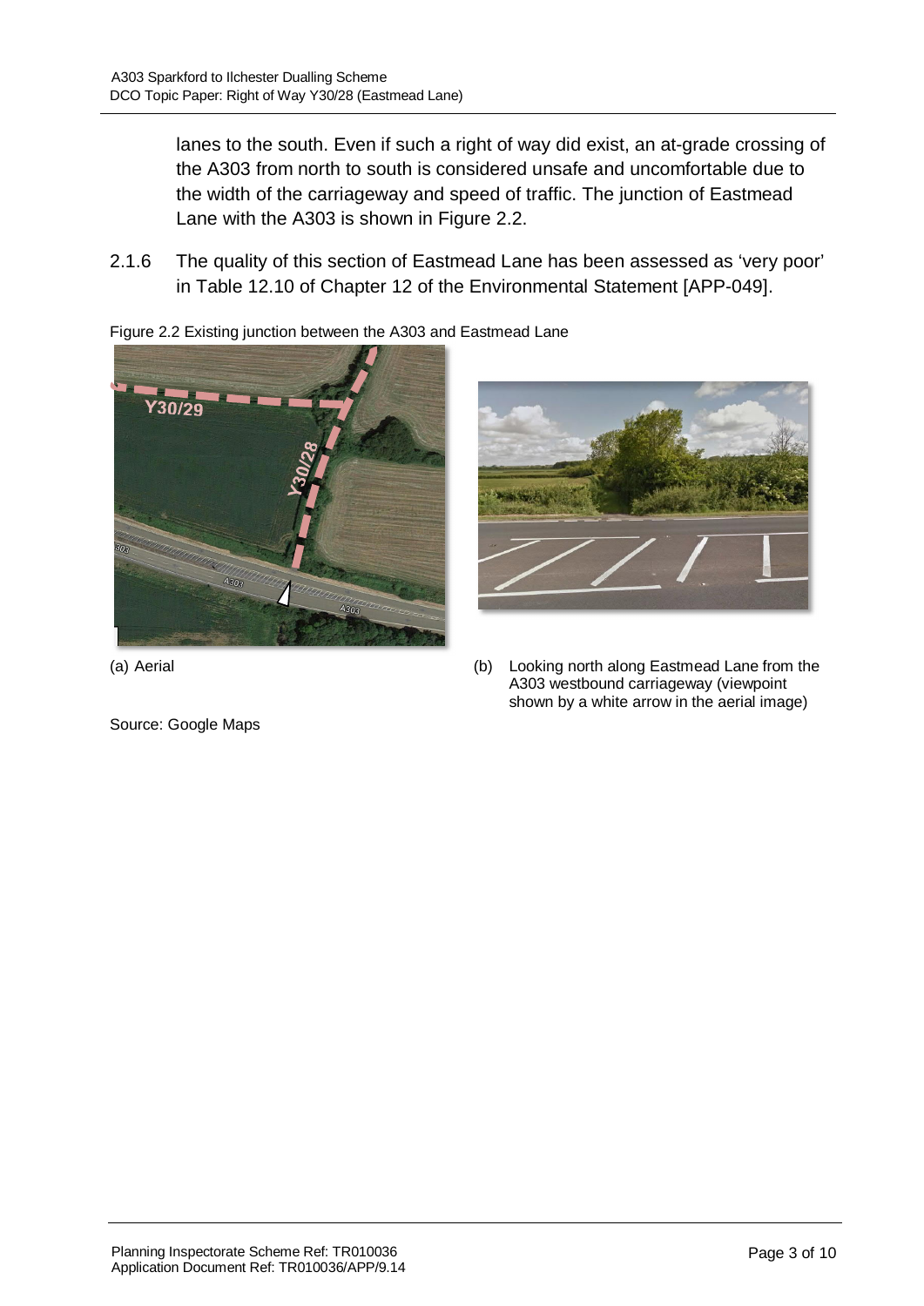lanes to the south. Even if such a right of way did exist, an at-grade crossing of the A303 from north to south is considered unsafe and uncomfortable due to the width of the carriageway and speed of traffic. The junction of Eastmead Lane with the A303 is shown in Figure 2.2.

2.1.6 The quality of this section of Eastmead Lane has been assessed as 'very poor' in Table 12.10 of Chapter 12 of the Environmental Statement [APP-049].

Figure 2.2 Existing junction between the A303 and Eastmead Lane

(a) Aerial

(b) Looking north along Eastmead Lane from the A303 westbound carriageway (viewpoint shown by a white arrow in the aerial image)

Source: Google Maps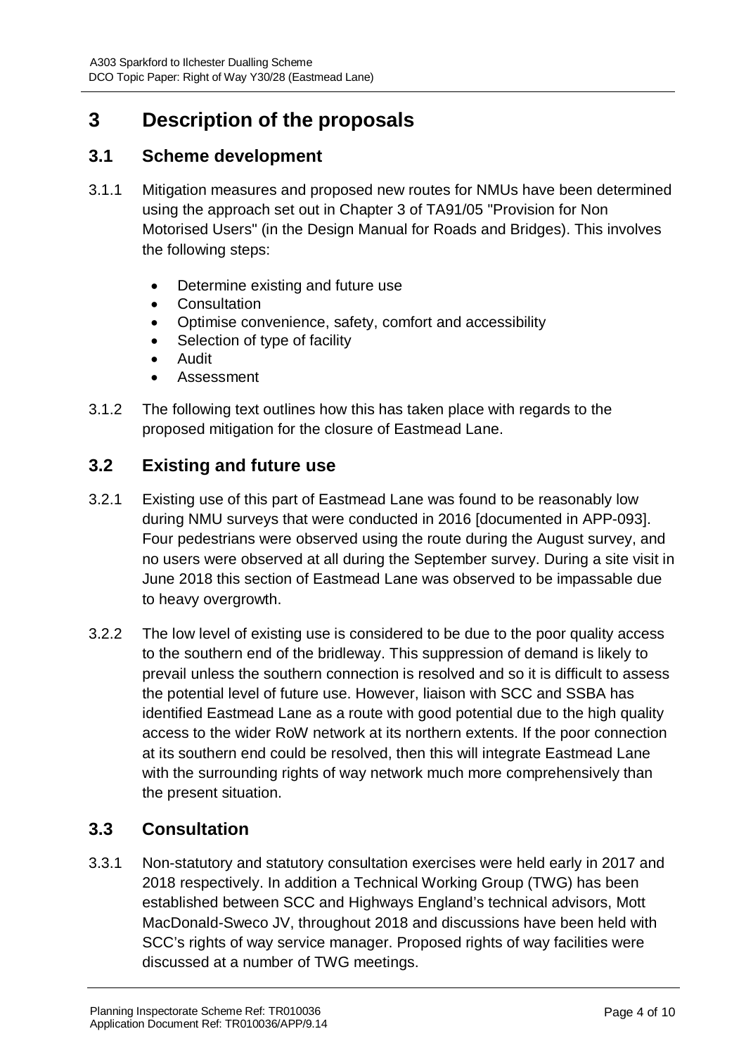# 3 Description of the proposals

## 3.1 Scheme development

3.1.1 Mitigation measures and proposed new routes for NMUs have been determined using the approach set out in Chapter 3 of TA91/05 "Provision for Non Motorised Users" (in the Design Manual for Roads and Bridges). This involves the following steps:

- Determine existing and future use
- Consultation
- Optimise convenience, safety, comfort and accessibility
- Selection of type of facility
- Audit
- Assessment

3.1.2 The following text outlines how this has taken place with regards to the proposed mitigation for the closure of Eastmead Lane.

## 3.2 Existing and future use

3.2.1 Existing use of this part of Eastmead Lane was found to be reasonably low during NMU surveys that were conducted in 2016 [documented in APP-093]. Four pedestrians were observed using the route during the August survey, and no users were observed at all during the September survey. During a site visit in June 2018 this section of Eastmead Lane was observed to be impassable due to heavy overgrowth.

3.2.2 The low level of existing use is considered to be due to the poor quality access to the southern end of the bridleway. This suppression of demand is likely to prevail unless the southern connection is resolved and so it is difficult to assess the potential level of future use. However, liaison with SCC and SSBA has identified Eastmead Lane as a route with good potential due to the high quality access to the wider RoW network at its northern extents. If the poor connection at its southern end could be resolved, then this will integrate Eastmead Lane with the surrounding rights of way network much more comprehensively than the present situation.

## 3.3 Consultation

3.3.1 Non-statutory and statutory consultation exercises were held early in 2017 and 2018 respectively. In addition a Technical Working Group (TWG) has been established between SCC and Highways England's technical advisors, Mott MacDonald-Sweco JV, throughout 2018 and discussions have been held with SCC's rights of way service manager. Proposed rights of way facilities were discussed at a number of TWG meetings.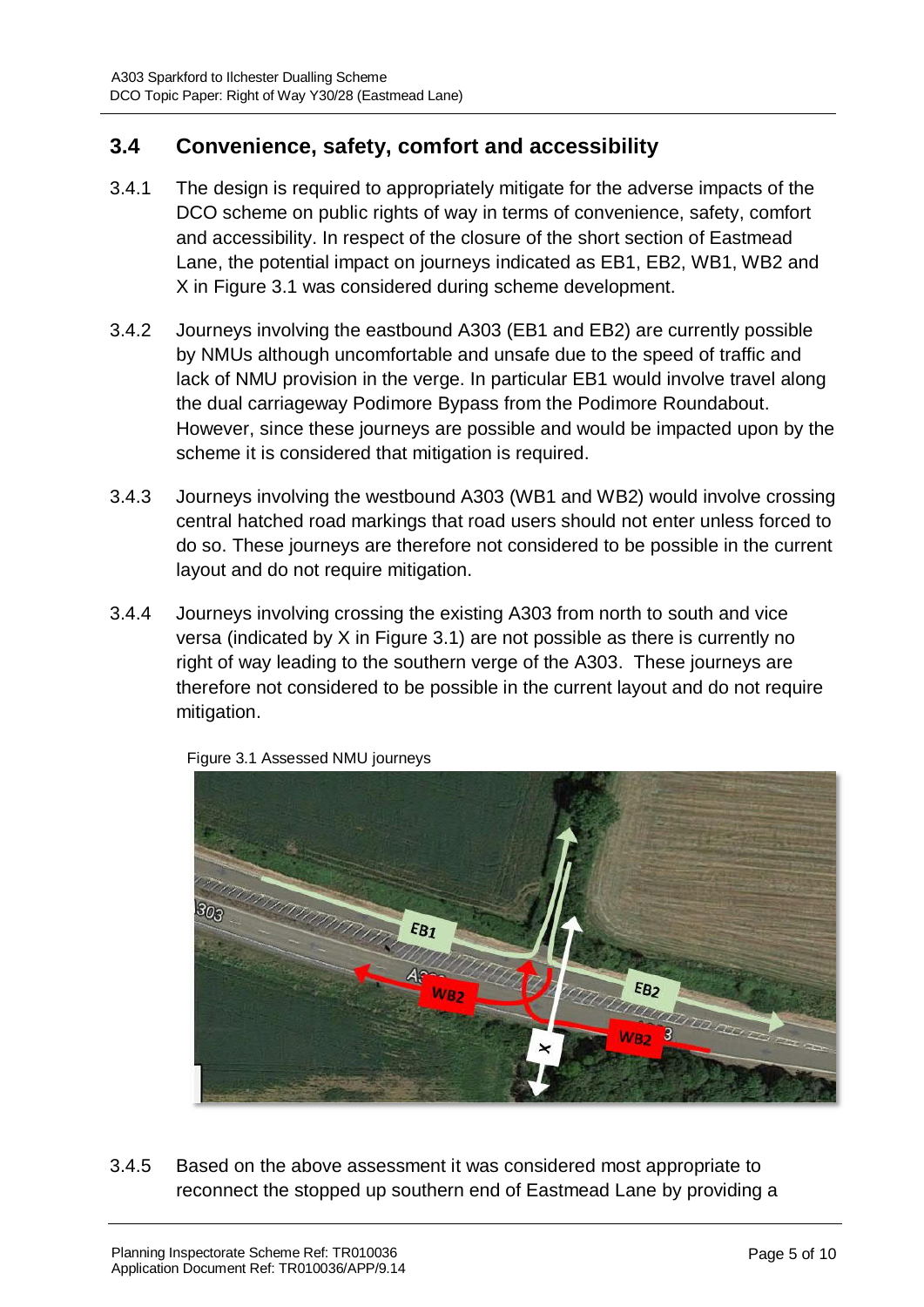## 3.4 Convenience, safety, comfort and accessibility

3.4.1 The design is required to appropriately mitigate for the adverse impacts of the DCO scheme on public rights of way in terms of convenience, safety, comfort and accessibility. In respect of the closure of the short section of Eastmead Lane, the potential impact on journeys indicated as EB1, EB2, WB1, WB2 and X in Figure 3.1 was considered during scheme development.

3.4.2 Journeys involving the eastbound A303 (EB1 and EB2) are currently possible by NMUs although uncomfortable and unsafe due to the speed of traffic and lack of NMU provision in the verge. In particular EB1 would involve travel along the dual carriageway Podimore Bypass from the Podimore Roundabout. However, since these journeys are possible and would be impacted upon by the scheme it is considered that mitigation is required.

3.4.3 Journeys involving the westbound A303 (WB1 and WB2) would involve crossing central hatched road markings that road users should not enter unless forced to do so. These journeys are therefore not considered to be possible in the current layout and do not require mitigation.

3.4.4 Journeys involving crossing the existing A303 from north to south and vice versa (indicated by X in Figure 3.1) are not possible as there is currently no right of way leading to the southern verge of the A303. These journeys are therefore not considered to be possible in the current layout and do not require mitigation.

Figure 3.1 Assessed NMU journeys

3.4.5 Based on the above assessment it was considered most appropriate to reconnect the stopped up southern end of Eastmead Lane by providing a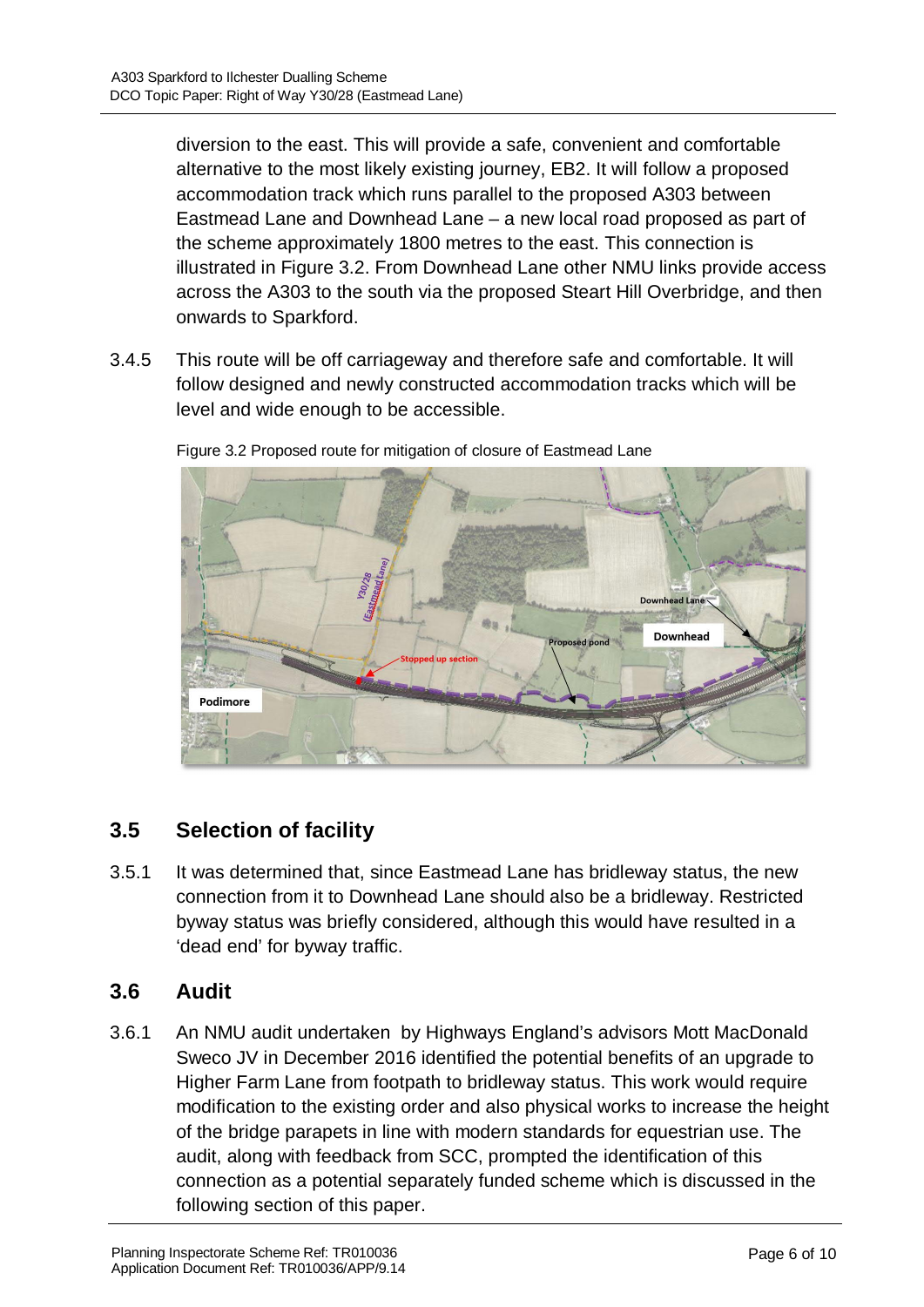diversion to the east. This will provide a safe, convenient and comfortable alternative to the most likely existing journey, EB2. It will follow a proposed accommodation track which runs parallel to the proposed A303 between Eastmead Lane and Downhead Lane – a new local road proposed as part of the scheme approximately 1800 metres to the east. This connection is illustrated in Figure 3.2. From Downhead Lane other NMU links provide access across the A303 to the south via the proposed Steart Hill Overbridge, and then onwards to Sparkford.

3.4.5 This route will be off carriageway and therefore safe and comfortable. It will follow designed and newly constructed accommodation tracks which will be level and wide enough to be accessible.

Figure 3.2 Proposed route for mitigation of closure of Eastmead Lane

## 3.5 Selection of facility

3.5.1 It was determined that, since Eastmead Lane has bridleway status, the new connection from it to Downhead Lane should also be a bridleway. Restricted byway status was briefly considered, although this would have resulted in a 'dead end' for byway traffic.

## 3.6 Audit

3.6.1 An NMU audit undertaken by Highways England's advisors Mott MacDonald Sweco JV in December 2016 identified the potential benefits of an upgrade to Higher Farm Lane from footpath to bridleway status. This work would require modification to the existing order and also physical works to increase the height of the bridge parapets in line with modern standards for equestrian use. The audit, along with feedback from SCC, prompted the identification of this connection as a potential separately funded scheme which is discussed in the following section of this paper.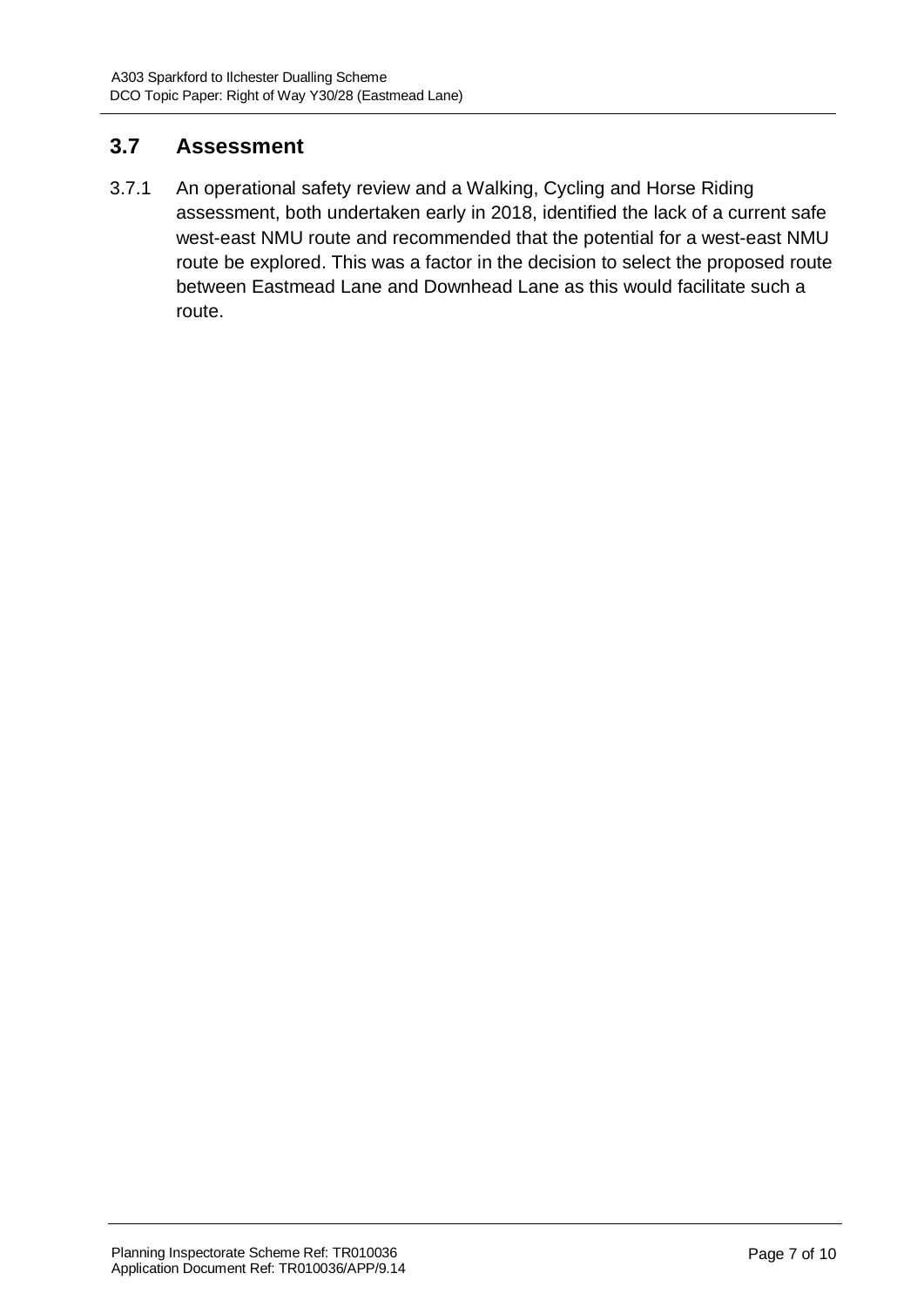## 3.7 Assessment

3.7.1 An operational safety review and a Walking, Cycling and Horse Riding assessment, both undertaken early in 2018, identified the lack of a current safe west-east NMU route and recommended that the potential for a west-east NMU route be explored. This was a factor in the decision to select the proposed route between Eastmead Lane and Downhead Lane as this would facilitate such a route.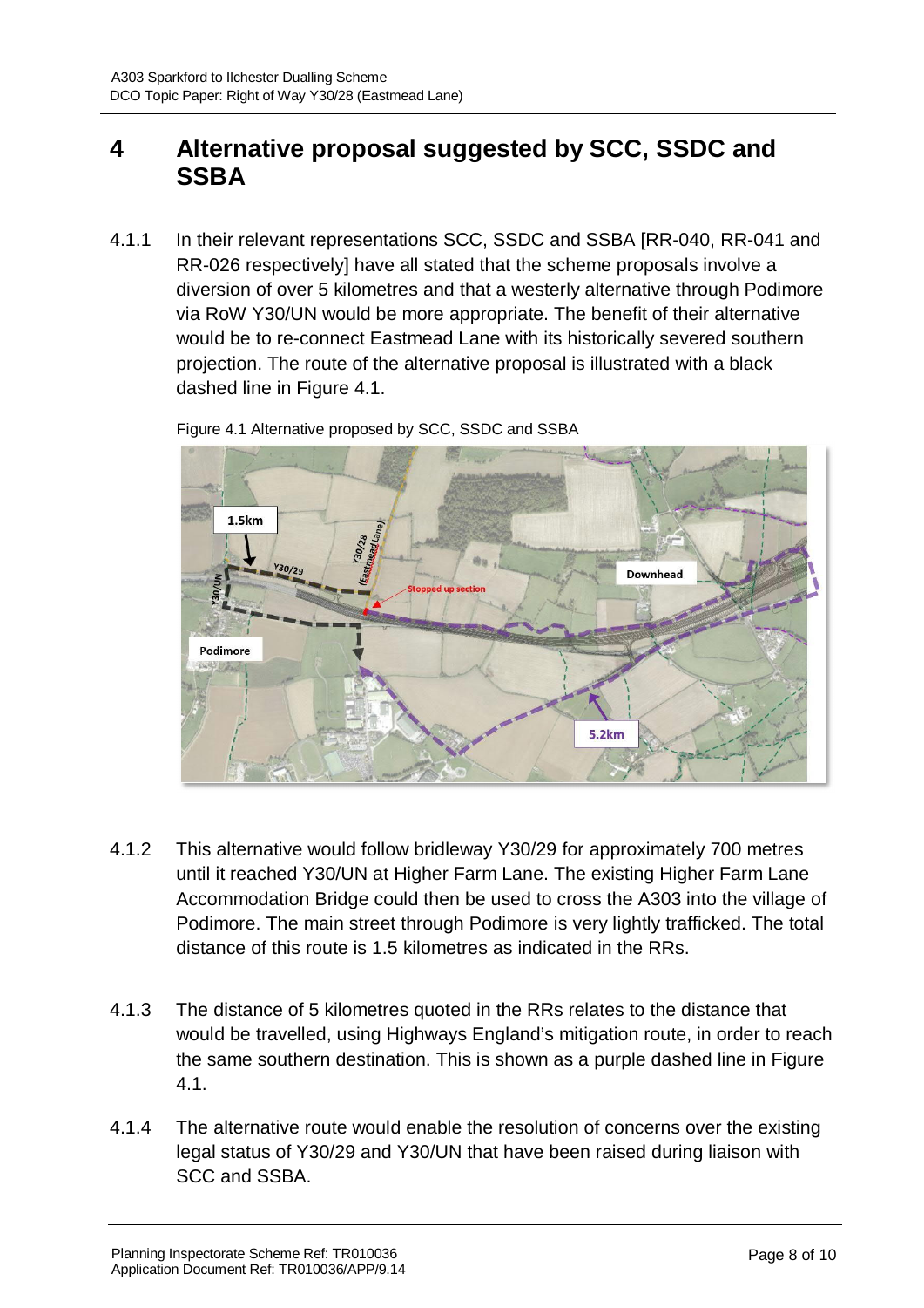# 4 Alternative proposal suggested by SCC, SSDC and SSBA

4.1.1 In their relevant representations SCC, SSDC and SSBA [RR-040, RR-041 and RR-026 respectively] have all stated that the scheme proposals involve a diversion of over 5 kilometres and that a westerly alternative through Podimore via RoW Y30/UN would be more appropriate. The benefit of their alternative would be to re-connect Eastmead Lane with its historically severed southern projection. The route of the alternative proposal is illustrated with a black dashed line in Figure 4.1.

Figure 4.1 Alternative proposed by SCC, SSDC and SSBA

4.1.2 This alternative would follow bridleway Y30/29 for approximately 700 metres until it reached Y30/UN at Higher Farm Lane. The existing Higher Farm Lane Accommodation Bridge could then be used to cross the A303 into the village of Podimore. The main street through Podimore is very lightly trafficked. The total distance of this route is 1.5 kilometres as indicated in the RRs.

4.1.3 The distance of 5 kilometres quoted in the RRs relates to the distance that would be travelled, using Highways England's mitigation route, in order to reach the same southern destination. This is shown as a purple dashed line in Figure 4.1.

4.1.4 The alternative route would enable the resolution of concerns over the existing legal status of Y30/29 and Y30/UN that have been raised during liaison with SCC and SSBA.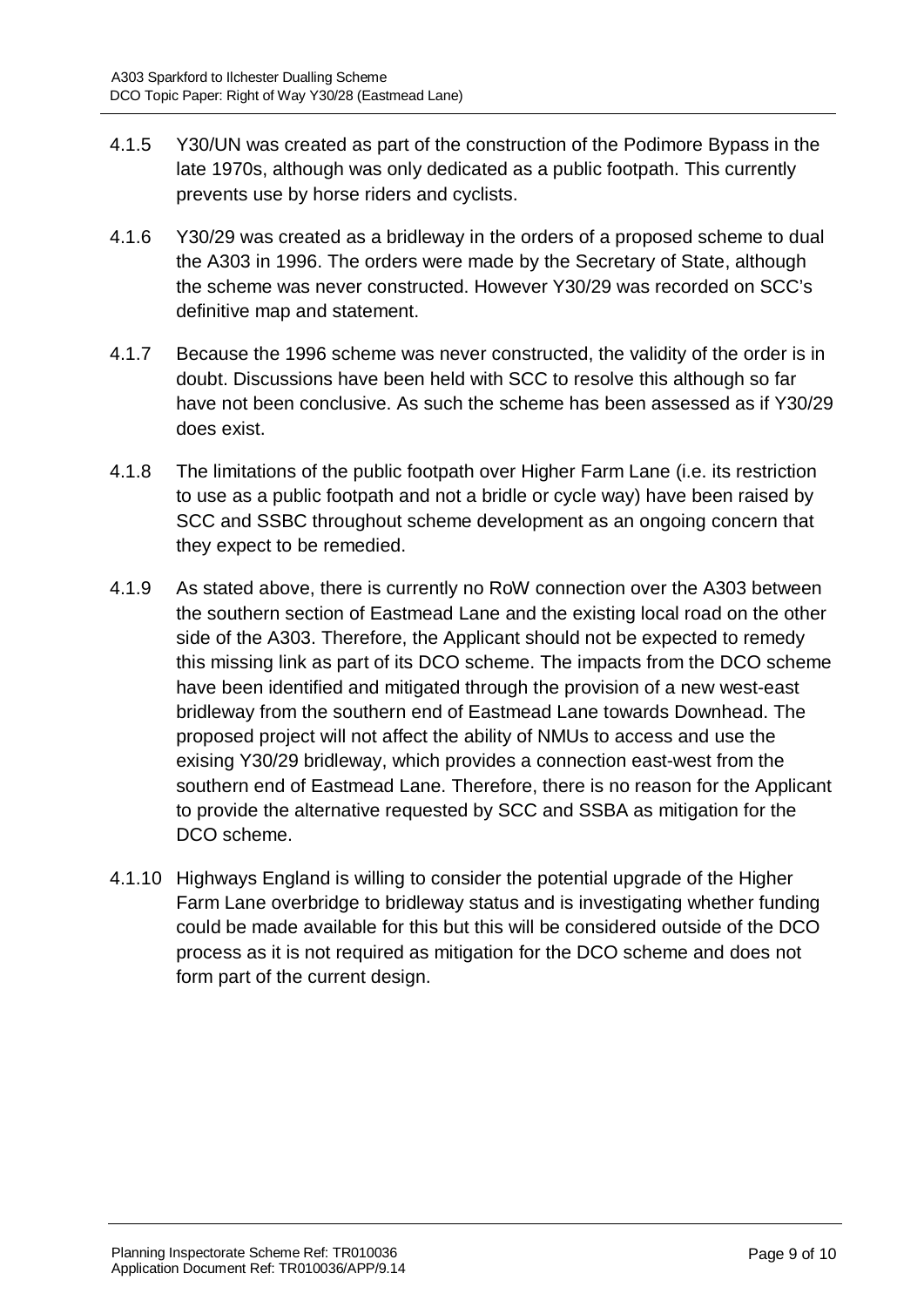4.1.5 Y30/UN was created as part of the construction of the Podimore Bypass in the late 1970s, although was only dedicated as a public footpath. This currently prevents use by horse riders and cyclists.

4.1.6 Y30/29 was created as a bridleway in the orders of a proposed scheme to dual the A303 in 1996. The orders were made by the Secretary of State, although the scheme was never constructed. However Y30/29 was recorded on SCC's definitive map and statement.

4.1.7 Because the 1996 scheme was never constructed, the validity of the order is in doubt. Discussions have been held with SCC to resolve this although so far have not been conclusive. As such the scheme has been assessed as if Y30/29 does exist.

4.1.8 The limitations of the public footpath over Higher Farm Lane (i.e. its restriction to use as a public footpath and not a bridle or cycle way) have been raised by SCC and SSBC throughout scheme development as an ongoing concern that they expect to be remedied.

4.1.9 As stated above, there is currently no RoW connection over the A303 between the southern section of Eastmead Lane and the existing local road on the other side of the A303. Therefore, the Applicant should not be expected to remedy this missing link as part of its DCO scheme. The impacts from the DCO scheme have been identified and mitigated through the provision of a new west-east bridleway from the southern end of Eastmead Lane towards Downhead. The proposed project will not affect the ability of NMUs to access and use the exising Y30/29 bridleway, which provides a connection east-west from the southern end of Eastmead Lane. Therefore, there is no reason for the Applicant to provide the alternative requested by SCC and SSBA as mitigation for the DCO scheme.

4.1.10 Highways England is willing to consider the potential upgrade of the Higher Farm Lane overbridge to bridleway status and is investigating whether funding could be made available for this but this will be considered outside of the DCO process as it is not required as mitigation for the DCO scheme and does not form part of the current design.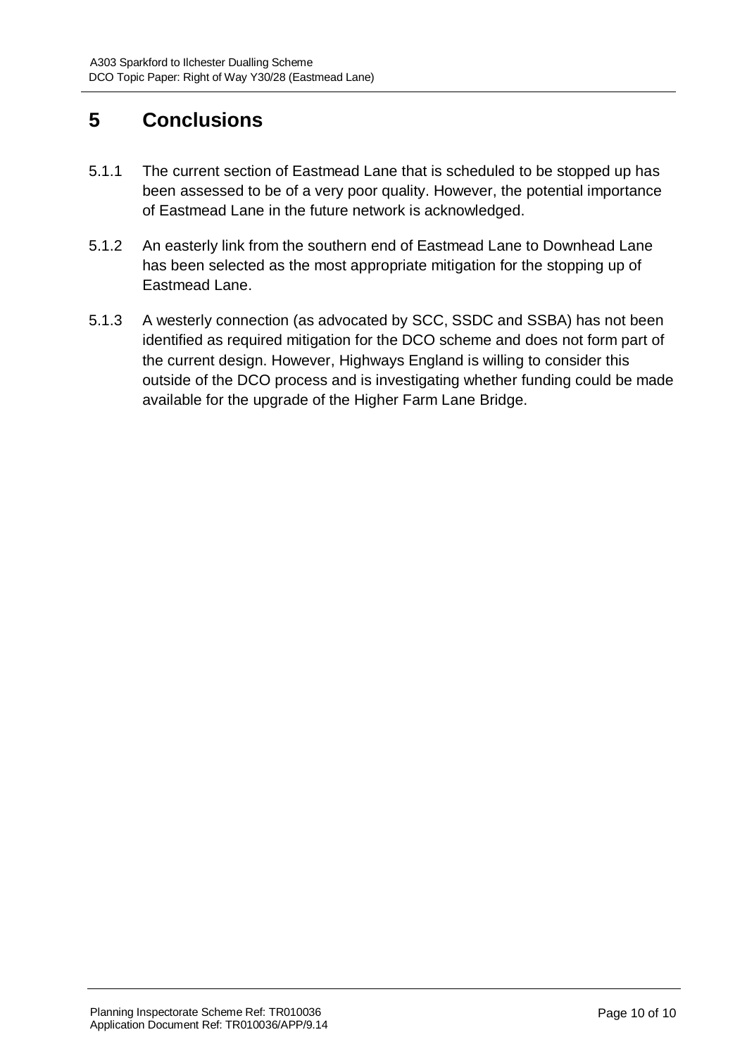# 5 Conclusions

5.1.1 The current section of Eastmead Lane that is scheduled to be stopped up has been assessed to be of a very poor quality. However, the potential importance of Eastmead Lane in the future network is acknowledged.

5.1.2 An easterly link from the southern end of Eastmead Lane to Downhead Lane has been selected as the most appropriate mitigation for the stopping up of Eastmead Lane.

5.1.3 A westerly connection (as advocated by SCC, SSDC and SSBA) has not been identified as required mitigation for the DCO scheme and does not form part of the current design. However, Highways England is willing to consider this outside of the DCO process and is investigating whether funding could be made available for the upgrade of the Higher Farm Lane Bridge.